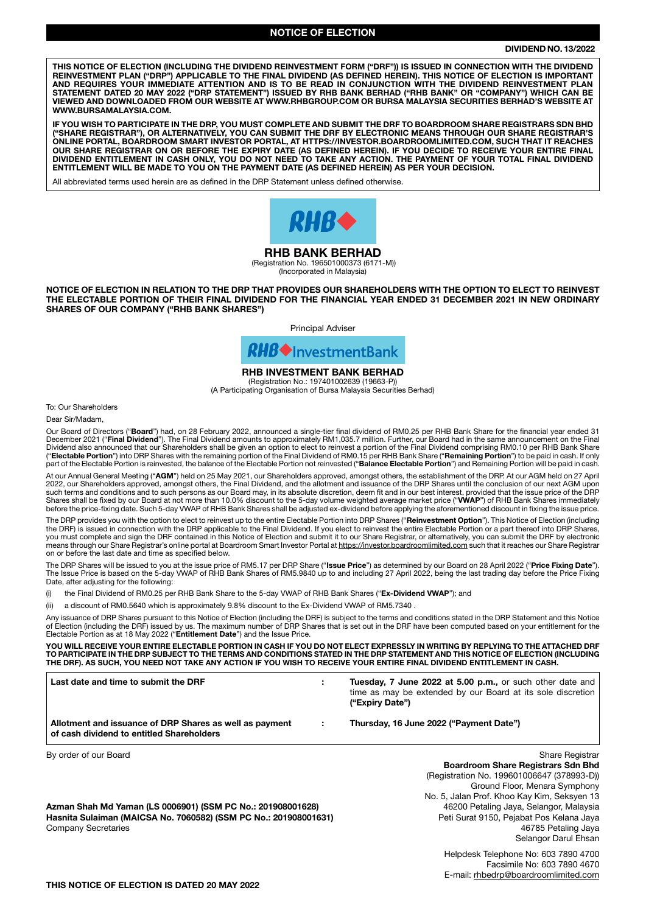# NOTICE OF ELECTION

**DIVIDEND NO. 13/2022**

**THIS NOTICE OF ELECTION (INCLUDING THE DIVIDEND REINVESTMENT FORM ("DRF")) IS ISSUED IN CONNECTION WITH THE DIVIDEND REINVESTMENT PLAN ("DRP") APPLICABLE TO THE FINAL DIVIDEND (AS DEFINED HEREIN). THIS NOTICE OF ELECTION IS IMPORTANT AND REQUIRES YOUR IMMEDIATE ATTENTION AND IS TO BE READ IN CONJUNCTION WITH THE DIVIDEND REINVESTMENT PLAN STATEMENT DATED 20 MAY 2022 ("DRP STATEMENT") ISSUED BY RHB BANK BERHAD ("RHB BANK" OR "COMPANY") WHICH CAN BE VIEWED AND DOWNLOADED FROM OUR WEBSITE AT WWW.RHBGROUP.COM OR BURSA MALAYSIA SECURITIES BERHAD'S WEBSITE AT WWW.BURSAMALAYSIA.COM.**

**IF YOU WISH TO PARTICIPATE IN THE DRP, YOU MUST COMPLETE AND SUBMIT THE DRF TO BOARDROOM SHARE REGISTRARS SDN BHD ("SHARE REGISTRAR"), OR ALTERNATIVELY, YOU CAN SUBMIT THE DRF BY ELECTRONIC MEANS THROUGH OUR SHARE REGISTRAR'S ONLINE PORTAL, BOARDROOM SMART INVESTOR PORTAL, AT HTTPS://INVESTOR.BOARDROOMLIMITED.COM, SUCH THAT IT REACHES OUR SHARE REGISTRAR ON OR BEFORE THE EXPIRY DATE (AS DEFINED HEREIN). IF YOU DECIDE TO RECEIVE YOUR ENTIRE FINAL DIVIDEND ENTITLEMENT IN CASH ONLY, YOU DO NOT NEED TO TAKE ANY ACTION. THE PAYMENT OF YOUR TOTAL FINAL DIVIDEND ENTITLEMENT WILL BE MADE TO YOU ON THE PAYMENT DATE (AS DEFINED HEREIN) AS PER YOUR DECISION.**

All abbreviated terms used herein are as defined in the DRP Statement unless defined otherwise.

**RHB BANK BERHAD**
(Registration No. 196501000373 (6171-M))
(Incorporated in Malaysia)

**NOTICE OF ELECTION IN RELATION TO THE DRP THAT PROVIDES OUR SHAREHOLDERS WITH THE OPTION TO ELECT TO REINVEST THE ELECTABLE PORTION OF THEIR FINAL DIVIDEND FOR THE FINANCIAL YEAR ENDED 31 DECEMBER 2021 IN NEW ORDINARY SHARES OF OUR COMPANY ("RHB BANK SHARES")**

Principal Adviser

**RHB INVESTMENT BANK BERHAD**
(Registration No.: 197401002639 (19663-P))
(A Participating Organisation of Bursa Malaysia Securities Berhad)

To: Our Shareholders

Dear Sir/Madam,

Our Board of Directors ("**Board**") had, on 28 February 2022, announced a single-tier final dividend of RM0.25 per RHB Bank Share for the financial year ended 31 December 2021 ("**Final Dividend**"). The Final Dividend amounts to approximately RM1,035.7 million. Further, our Board had in the same announcement on the Final Dividend also announced that our Shareholders shall be given an option to elect to reinvest a portion of the Final Dividend comprising RM0.10 per RHB Bank Share ("**Electable Portion**") into DRP Shares with the remaining portion of the Final Dividend of RM0.15 per RHB Bank Share ("**Remaining Portion**") to be paid in cash. If only part of the Electable Portion is reinvested, the balance of the Electable Portion not reinvested ("**Balance Electable Portion**") and Remaining Portion will be paid in cash.

At our Annual General Meeting ("**AGM**") held on 25 May 2021, our Shareholders approved, amongst others, the establishment of the DRP. At our AGM held on 27 April 2022, our Shareholders approved, amongst others, the Final Dividend, and the allotment and issuance of the DRP Shares until the conclusion of our next AGM upon such terms and conditions and to such persons as our Board may, in its absolute discretion, deem fit and in our best interest, provided that the issue price of the DRP Shares shall be fixed by our Board at not more than 10.0% discount to the 5-day volume weighted average market price ("**VWAP**") of RHB Bank Shares immediately before the price-fixing date. Such 5-day VWAP of RHB Bank Shares shall be adjusted ex-dividend before applying the aforementioned discount in fixing the issue price.

The DRP provides you with the option to elect to reinvest up to the entire Electable Portion into DRP Shares ("**Reinvestment Option**"). This Notice of Election (including the DRF) is issued in connection with the DRP applicable to the Final Dividend. If you elect to reinvest the entire Electable Portion or a part thereof into DRP Shares, you must complete and sign the DRF contained in this Notice of Election and submit it to our Share Registrar, or alternatively, you can submit the DRF by electronic means through our Share Registrar's online portal at Boardroom Smart Investor Portal at https://investor.boardroomlimited.com such that it reaches our Share Registrar on or before the last date and time as specified below.

The DRP Shares will be issued to you at the issue price of RM5.17 per DRP Share ("**Issue Price**") as determined by our Board on 28 April 2022 ("**Price Fixing Date**"). The Issue Price is based on the 5-day VWAP of RHB Bank Shares of RM5.9840 up to and including 27 April 2022, being the last trading day before the Price Fixing Date, after adjusting for the following:

(i) the Final Dividend of RM0.25 per RHB Bank Share to the 5-day VWAP of RHB Bank Shares ("**Ex-Dividend VWAP**"); and

(ii) a discount of RM0.5640 which is approximately 9.8% discount to the Ex-Dividend VWAP of RM5.7340 .

Any issuance of DRP Shares pursuant to this Notice of Election (including the DRF) is subject to the terms and conditions stated in the DRP Statement and this Notice of Election (including the DRF) issued by us. The maximum number of DRP Shares that is set out in the DRF have been computed based on your entitlement for the Electable Portion as at 18 May 2022 ("**Entitlement Date**") and the Issue Price.

**YOU WILL RECEIVE YOUR ENTIRE ELECTABLE PORTION IN CASH IF YOU DO NOT ELECT EXPRESSLY IN WRITING BY REPLYING TO THE ATTACHED DRF TO PARTICIPATE IN THE DRP SUBJECT TO THE TERMS AND CONDITIONS STATED IN THE DRP STATEMENT AND THIS NOTICE OF ELECTION (INCLUDING THE DRF). AS SUCH, YOU NEED NOT TAKE ANY ACTION IF YOU WISH TO RECEIVE YOUR ENTIRE FINAL DIVIDEND ENTITLEMENT IN CASH.**

| | | |
|---|---|---|
| **Last date and time to submit the DRF** | : | **Tuesday, 7 June 2022 at 5.00 p.m.,** or such other date and time as may be extended by our Board at its sole discretion **("Expiry Date")** |
| **Allotment and issuance of DRP Shares as well as payment of cash dividend to entitled Shareholders** | : | **Thursday, 16 June 2022 ("Payment Date")** |

By order of our Board

**Azman Shah Md Yaman (LS 0006901) (SSM PC No.: 201908001628)**
**Hasnita Sulaiman (MAICSA No. 7060582) (SSM PC No.: 201908001631)**
Company Secretaries

Share Registrar
**Boardroom Share Registrars Sdn Bhd**
(Registration No. 199601006647 (378993-D))
Ground Floor, Menara Symphony
No. 5, Jalan Prof. Khoo Kay Kim, Seksyen 13
46200 Petaling Jaya, Selangor, Malaysia
Peti Surat 9150, Pejabat Pos Kelana Jaya
46785 Petaling Jaya
Selangor Darul Ehsan

Helpdesk Telephone No: 603 7890 4700
Facsimile No: 603 7890 4670
E-mail: rhbedrp@boardroomlimited.com

**THIS NOTICE OF ELECTION IS DATED 20 MAY 2022**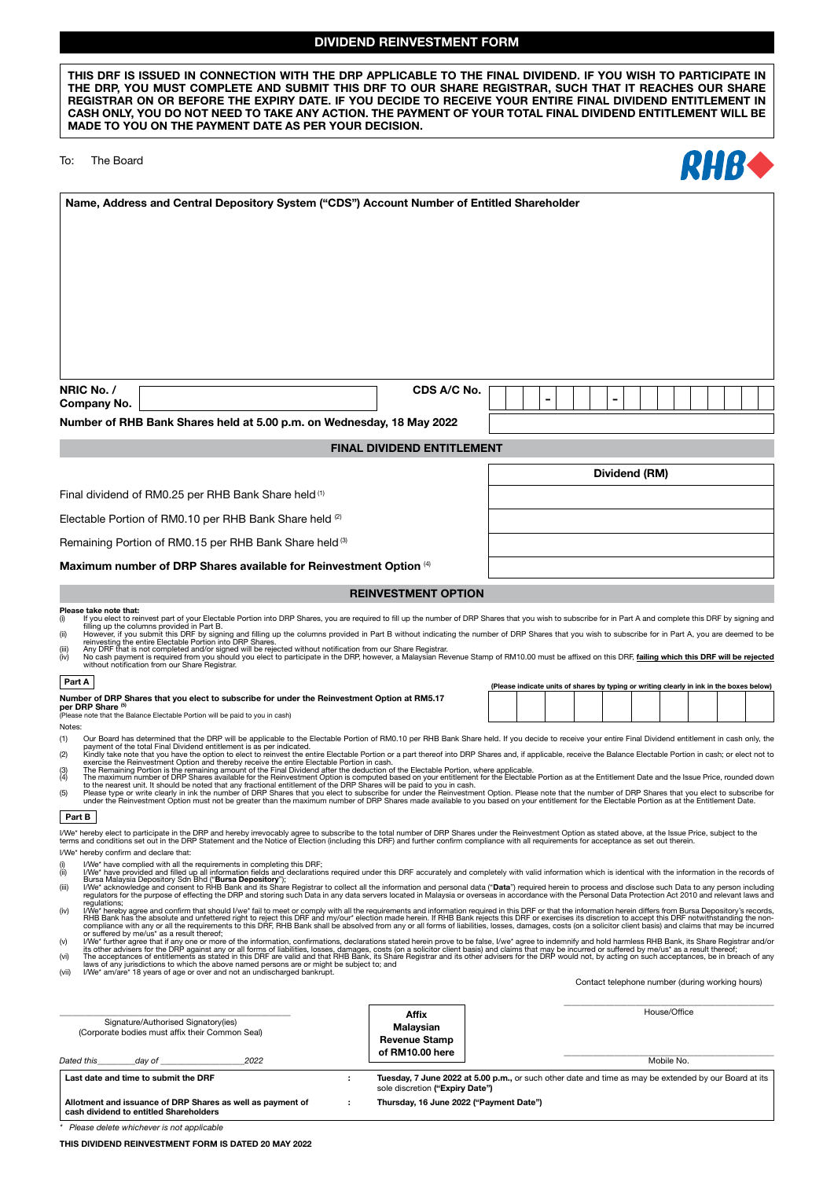# DIVIDEND REINVESTMENT FORM

**THIS DRF IS ISSUED IN CONNECTION WITH THE DRP APPLICABLE TO THE FINAL DIVIDEND. IF YOU WISH TO PARTICIPATE IN THE DRP, YOU MUST COMPLETE AND SUBMIT THIS DRF TO OUR SHARE REGISTRAR, SUCH THAT IT REACHES OUR SHARE REGISTRAR ON OR BEFORE THE EXPIRY DATE. IF YOU DECIDE TO RECEIVE YOUR ENTIRE FINAL DIVIDEND ENTITLEMENT IN CASH ONLY, YOU DO NOT NEED TO TAKE ANY ACTION. THE PAYMENT OF YOUR TOTAL FINAL DIVIDEND ENTITLEMENT WILL BE MADE TO YOU ON THE PAYMENT DATE AS PER YOUR DECISION.**

To: The Board

RHB

**Name, Address and Central Depository System ("CDS") Account Number of Entitled Shareholder**

| **NRIC No. / Company No.** | | **CDS A/C No.** | - - |
|---|---|---|---|

**Number of RHB Bank Shares held at 5.00 p.m. on Wednesday, 18 May 2022**

## FINAL DIVIDEND ENTITLEMENT

| | **Dividend (RM)** |
|---|---|
| Final dividend of RM0.25 per RHB Bank Share held (1) | |
| Electable Portion of RM0.10 per RHB Bank Share held (2) | |
| Remaining Portion of RM0.15 per RHB Bank Share held (3) | |
| **Maximum number of DRP Shares available for Reinvestment Option** (4) | |

## REINVESTMENT OPTION

**Please take note that:**

(i) If you elect to reinvest part of your Electable Portion into DRP Shares, you are required to fill up the number of DRP Shares that you wish to subscribe for in Part A and complete this DRF by signing and filling up the columns provided in Part B.
(ii) However, if you submit this DRF by signing and filling up the columns provided in Part B without indicating the number of DRP Shares that you wish to subscribe for in Part A, you are deemed to be reinvesting the entire Electable Portion into DRP Shares.
(iii) Any DRF that is not completed and/or signed will be rejected without notification from our Share Registrar.
(iv) No cash payment is required from you should you elect to participate in the DRP, however, a Malaysian Revenue Stamp of RM10.00 must be affixed on this DRF, **failing which this DRF will be rejected** without notification from our Share Registrar.

**Part A**

**Number of DRP Shares that you elect to subscribe for under the Reinvestment Option at RM5.17 per DRP Share** (5)
(Please note that the Balance Electable Portion will be paid to you in cash)

**(Please indicate units of shares by typing or writing clearly in ink in the boxes below)**

Notes:

(1) Our Board has determined that the DRP will be applicable to the Electable Portion of RM0.10 per RHB Bank Share held. If you decide to receive your entire Final Dividend entitlement in cash only, the payment of the total Final Dividend entitlement is as per indicated.
(2) Kindly take note that you have the option to elect to reinvest the entire Electable Portion or a part thereof into DRP Shares and, if applicable, receive the Balance Electable Portion in cash; or elect not to exercise the Reinvestment Option and thereby receive the entire Electable Portion in cash.
(3) The Remaining Portion is the remaining amount of the Final Dividend after the deduction of the Electable Portion, where applicable.
(4) The maximum number of DRP Shares available for the Reinvestment Option is computed based on your entitlement for the Electable Portion as at the Entitlement Date and the Issue Price, rounded down to the nearest unit. It should be noted that any fractional entitlement of the DRP Shares will be paid to you in cash.
(5) Please type or write clearly in ink in the number of DRP Shares that you elect to subscribe for under the Reinvestment Option. Please note that the number of DRP Shares that you elect to subscribe for under the Reinvestment Option must not be greater than the maximum number of DRP Shares made available to you based on your entitlement for the Electable Portion as at the Entitlement Date.

**Part B**

I/We* hereby elect to participate in the DRP and hereby irrevocably agree to subscribe to the total number of DRP Shares under the Reinvestment Option as stated above, at the Issue Price, subject to the terms and conditions set out in the DRP Statement and the Notice of Election (including this DRF) and further confirm compliance with all requirements for acceptance as set out therein.

I/We* hereby confirm and declare that:

(i) I/We* have complied with all the requirements in completing this DRF;
(ii) I/We* have provided and filled up all information fields and declarations required under this DRF accurately and completely with valid information which is identical with the information in the records of Bursa Malaysia Depository Sdn Bhd ("**Bursa Depository**");
(iii) I/We* acknowledge and consent to RHB Bank and its Share Registrar to collect all the information and personal data ("**Data**") required herein to process and disclose such Data to any person including regulators for the purpose of effecting the DRP and storing such Data in any data servers located in Malaysia or overseas in accordance with the Personal Data Protection Act 2010 and relevant laws and regulations;
(iv) I/We* hereby agree and confirm that should I/we* fail to meet or comply with all the requirements and information required in this DRF or that the information herein differs from Bursa Depository's records, RHB Bank has the absolute and unfettered right to reject this DRF and my/our* election made herein. If RHB Bank rejects this DRF or exercises its discretion to accept this DRF notwithstanding the non-compliance with any or all the requirements to this DRF, RHB Bank shall be absolved from any or all forms of liabilities, losses, damages, costs (on a solicitor client basis) and claims that may be incurred or suffered by me/us* as a result thereof;
(v) I/We* further agree that if any one or more of the information, confirmations, declarations stated herein prove to be false, I/we* agree to indemnify and hold harmless RHB Bank, its Share Registrar and/or its other advisers for the DRP against any or all forms of liabilities, losses, damages, costs (on a solicitor client basis) and claims that may be incurred or suffered by me/us* as a result thereof;
(vi) The acceptances of entitlements as stated in this DRF are valid and that RHB Bank, its Share Registrar and its other advisers for the DRP would not, by acting on such acceptances, be in breach of any laws of any jurisdictions to which the above named persons are or might be subject to; and
(vii) I/We* am/are* 18 years of age or over and not an undischarged bankrupt.

Contact telephone number (during working hours)

_______________________________
Signature/Authorised Signatory(ies)
(Corporate bodies must affix their Common Seal)

*Dated this\_\_\_\_\_\_\_\_day of \_\_\_\_\_\_\_\_\_\_\_\_\_\_\_\_2022*

**Affix Malaysian Revenue Stamp of RM10.00 here**

_______________________________
House/Office

_______________________________
Mobile No.

| | | |
|---|---|---|
| **Last date and time to submit the DRF** | : | **Tuesday, 7 June 2022 at 5.00 p.m.,** or such other date and time as may be extended by our Board at its sole discretion **("Expiry Date")** |
| **Allotment and issuance of DRP Shares as well as payment of cash dividend to entitled Shareholders** | : | **Thursday, 16 June 2022 ("Payment Date")** |

\* *Please delete whichever is not applicable*

**THIS DIVIDEND REINVESTMENT FORM IS DATED 20 MAY 2022**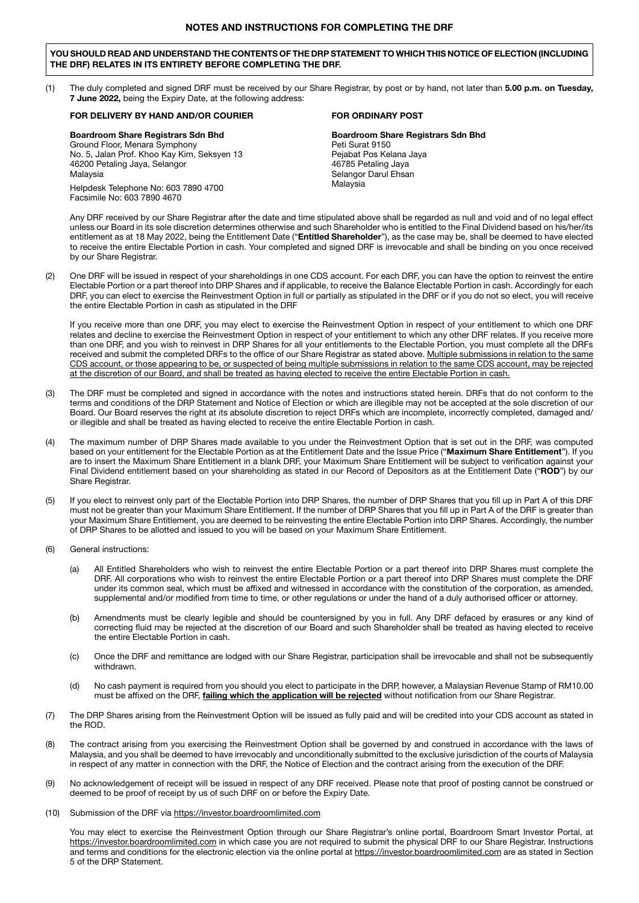## NOTES AND INSTRUCTIONS FOR COMPLETING THE DRF

**YOU SHOULD READ AND UNDERSTAND THE CONTENTS OF THE DRP STATEMENT TO WHICH THIS NOTICE OF ELECTION (INCLUDING THE DRF) RELATES IN ITS ENTIRETY BEFORE COMPLETING THE DRF.**

(1) The duly completed and signed DRF must be received by our Share Registrar, by post or by hand, not later than **5.00 p.m. on Tuesday, 7 June 2022,** being the Expiry Date, at the following address:

**FOR DELIVERY BY HAND AND/OR COURIER**

**Boardroom Share Registrars Sdn Bhd**
Ground Floor, Menara Symphony
No. 5, Jalan Prof. Khoo Kay Kim, Seksyen 13
46200 Petaling Jaya, Selangor
Malaysia

Helpdesk Telephone No: 603 7890 4700
Facsimile No: 603 7890 4670

**FOR ORDINARY POST**

**Boardroom Share Registrars Sdn Bhd**
Peti Surat 9150
Pejabat Pos Kelana Jaya
46785 Petaling Jaya
Selangor Darul Ehsan
Malaysia

Any DRF received by our Share Registrar after the date and time stipulated above shall be regarded as null and void and of no legal effect unless our Board in its sole discretion determines otherwise and such Shareholder who is entitled to the Final Dividend based on his/her/its entitlement as at 18 May 2022, being the Entitlement Date ("**Entitled Shareholder**"), as the case may be, shall be deemed to have elected to receive the entire Electable Portion in cash. Your completed and signed DRF is irrevocable and shall be binding on you once received by our Share Registrar.

(2) One DRF will be issued in respect of your shareholdings in one CDS account. For each DRF, you can have the option to reinvest the entire Electable Portion or a part thereof into DRP Shares and if applicable, to receive the Balance Electable Portion in cash. Accordingly for each DRF, you can elect to exercise the Reinvestment Option in full or partially as stipulated in the DRF or if you do not so elect, you will receive the entire Electable Portion in cash as stipulated in the DRF

If you receive more than one DRF, you may elect to exercise the Reinvestment Option in respect of your entitlement to which one DRF relates and decline to exercise the Reinvestment Option in respect of your entitlement to which any other DRF relates. If you receive more than one DRF, and you wish to reinvest in DRP Shares for all your entitlements to the Electable Portion, you must complete all the DRFs received and submit the completed DRFs to the office of our Share Registrar as stated above. Multiple submissions in relation to the same CDS account, or those appearing to be, or suspected of being multiple submissions in relation to the same CDS account, may be rejected at the discretion of our Board, and shall be treated as having elected to receive the entire Electable Portion in cash.

(3) The DRF must be completed and signed in accordance with the notes and instructions stated herein. DRFs that do not conform to the terms and conditions of the DRP Statement and Notice of Election or which are illegible may not be accepted at the sole discretion of our Board. Our Board reserves the right at its absolute discretion to reject DRFs which are incomplete, incorrectly completed, damaged and/or illegible and shall be treated as having elected to receive the entire Electable Portion in cash.

(4) The maximum number of DRP Shares made available to you under the Reinvestment Option that is set out in the DRF, was computed based on your entitlement for the Electable Portion as at the Entitlement Date and the Issue Price ("**Maximum Share Entitlement**"). If you are to insert the Maximum Share Entitlement in a blank DRF, your Maximum Share Entitlement will be subject to verification against your Final Dividend entitlement based on your shareholding as stated in our Record of Depositors as at the Entitlement Date ("**ROD**") by our Share Registrar.

(5) If you elect to reinvest only part of the Electable Portion into DRP Shares, the number of DRP Shares that you fill up in Part A of this DRF must not be greater than your Maximum Share Entitlement. If the number of DRP Shares that you fill up in Part A of the DRF is greater than your Maximum Share Entitlement, you are deemed to be reinvesting the entire Electable Portion into DRP Shares. Accordingly, the number of DRP Shares to be allotted and issued to you will be based on your Maximum Share Entitlement.

(6) General instructions:

(a) All Entitled Shareholders who wish to reinvest the entire Electable Portion or a part thereof into DRP Shares must complete the DRF. All corporations who wish to reinvest the entire Electable Portion or a part thereof into DRP Shares must complete the DRF under its common seal, which must be affixed and witnessed in accordance with the constitution of the corporation, as amended, supplemental and/or modified from time to time, or other regulations or under the hand of a duly authorised officer or attorney.

(b) Amendments must be clearly legible and should be countersigned by you in full. Any DRF defaced by erasures or any kind of correcting fluid may be rejected at the discretion of our Board and such Shareholder shall be treated as having elected to receive the entire Electable Portion in cash.

(c) Once the DRF and remittance are lodged with our Share Registrar, participation shall be irrevocable and shall not be subsequently withdrawn.

(d) No cash payment is required from you should you elect to participate in the DRP, however, a Malaysian Revenue Stamp of RM10.00 must be affixed on the DRF, **failing which the application will be rejected** without notification from our Share Registrar.

(7) The DRP Shares arising from the Reinvestment Option will be issued as fully paid and will be credited into your CDS account as stated in the ROD.

(8) The contract arising from you exercising the Reinvestment Option shall be governed by and construed in accordance with the laws of Malaysia, and you shall be deemed to have irrevocably and unconditionally submitted to the exclusive jurisdiction of the courts of Malaysia in respect of any matter in connection with the DRF, the Notice of Election and the contract arising from the execution of the DRF.

(9) No acknowledgement of receipt will be issued in respect of any DRF received. Please note that proof of posting cannot be construed or deemed to be proof of receipt by us of such DRF on or before the Expiry Date.

(10) Submission of the DRF via https://investor.boardroomlimited.com

You may elect to exercise the Reinvestment Option through our Share Registrar's online portal, Boardroom Smart Investor Portal, at https://investor.boardroomlimited.com in which case you are not required to submit the physical DRF to our Share Registrar. Instructions and terms and conditions for the electronic election via the online portal at https://investor.boardroomlimited.com are as stated in Section 5 of the DRP Statement.